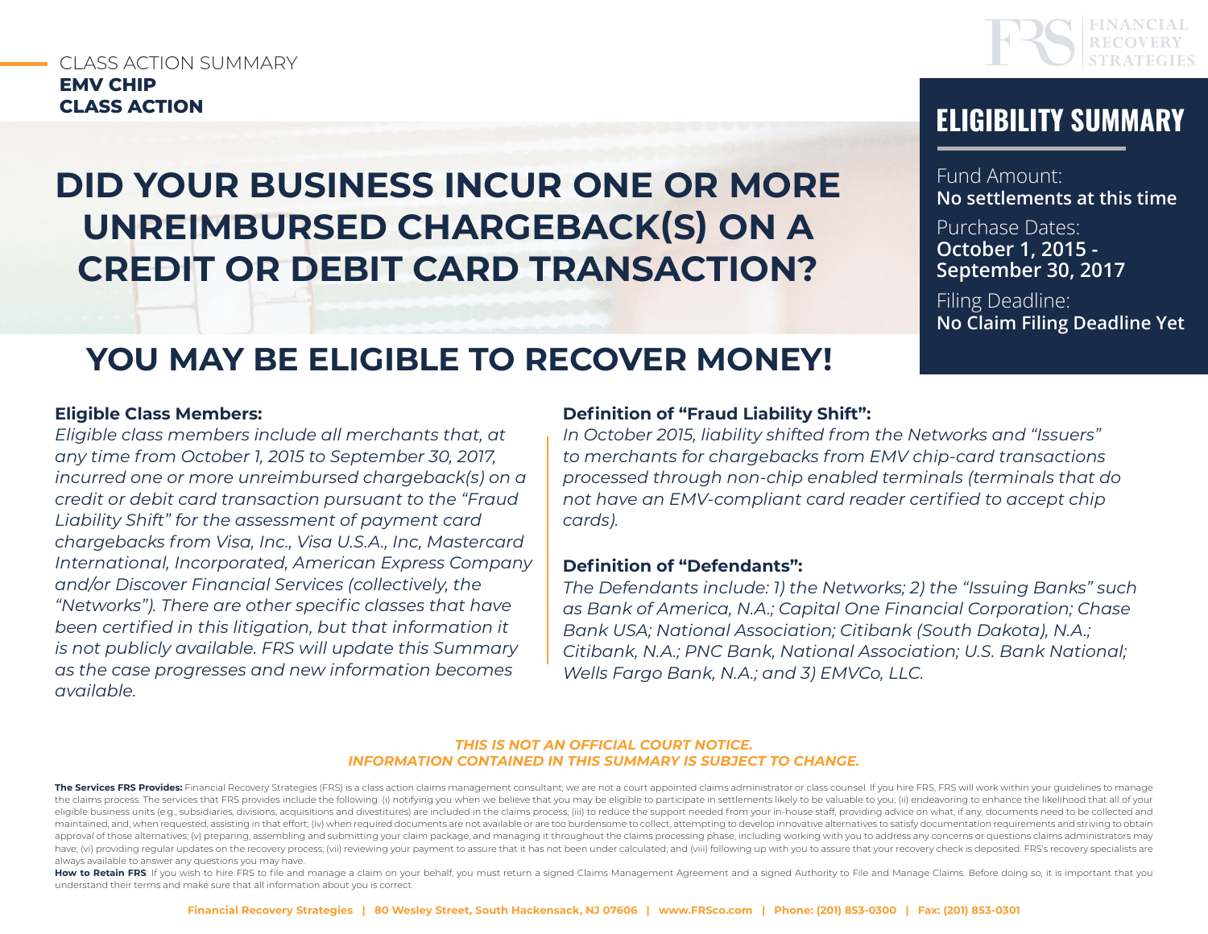CLASS ACTION SUMMARY

**EMV CHIP CLASS ACTION**

FINANCIAL RECOVERY STRATEGIES

# DID YOUR BUSINESS INCUR ONE OR MORE UNREIMBURSED CHARGEBACK(S) ON A CREDIT OR DEBIT CARD TRANSACTION?

## YOU MAY BE ELIGIBLE TO RECOVER MONEY!

## ELIGIBILITY SUMMARY

Fund Amount:
**No settlements at this time**

Purchase Dates:
**October 1, 2015 - September 30, 2017**

Filing Deadline:
**No Claim Filing Deadline Yet**

**Eligible Class Members:**

*Eligible class members include all merchants that, at any time from October 1, 2015 to September 30, 2017, incurred one or more unreimbursed chargeback(s) on a credit or debit card transaction pursuant to the "Fraud Liability Shift" for the assessment of payment card chargebacks from Visa, Inc., Visa U.S.A., Inc, Mastercard International, Incorporated, American Express Company and/or Discover Financial Services (collectively, the "Networks"). There are other specific classes that have been certified in this litigation, but that information it is not publicly available. FRS will update this Summary as the case progresses and new information becomes available.*

**Definition of "Fraud Liability Shift":**

*In October 2015, liability shifted from the Networks and "Issuers" to merchants for chargebacks from EMV chip-card transactions processed through non-chip enabled terminals (terminals that do not have an EMV-compliant card reader certified to accept chip cards).*

**Definition of "Defendants":**

*The Defendants include: 1) the Networks; 2) the "Issuing Banks" such as Bank of America, N.A.; Capital One Financial Corporation; Chase Bank USA; National Association; Citibank (South Dakota), N.A.; Citibank, N.A.; PNC Bank, National Association; U.S. Bank National; Wells Fargo Bank, N.A.; and 3) EMVCo, LLC.*

***THIS IS NOT AN OFFICIAL COURT NOTICE.***
***INFORMATION CONTAINED IN THIS SUMMARY IS SUBJECT TO CHANGE.***

**The Services FRS Provides:** Financial Recovery Strategies (FRS) is a class action claims management consultant; we are not a court appointed claims administrator or class counsel. If you hire FRS, FRS will work within your guidelines to manage the claims process. The services that FRS provides include the following: (i) notifying you when we believe that you may be eligible to participate in settlements likely to be valuable to you; (ii) endeavoring to enhance the likelihood that all of your eligible business units (e.g., subsidiaries, divisions, acquisitions and divestitures) are included in the claims process; (iii) to reduce the support needed from your in-house staff, providing advice on what, if any, documents need to be collected and maintained, and, when requested, assisting in that effort; (iv) when required documents are not available or are too burdensome to collect, attempting to develop innovative alternatives to satisfy documentation requirements and striving to obtain approval of those alternatives; (v) preparing, assembling and submitting your claim package, and managing it throughout the claims processing phase, including working with you to address any concerns or questions claims administrators may have; (vi) providing regular updates on the recovery process; (vii) reviewing your payment to assure that it has not been under calculated; and (viii) following up with you to assure that your recovery check is deposited. FRS's recovery specialists are always available to answer any questions you may have.

**How to Retain FRS**: If you wish to hire FRS to file and manage a claim on your behalf, you must return a signed Claims Management Agreement and a signed Authority to File and Manage Claims. Before doing so, it is important that you understand their terms and make sure that all information about you is correct.

**Financial Recovery Strategies | 80 Wesley Street, South Hackensack, NJ 07606 | www.FRSco.com | Phone: (201) 853-0300 | Fax: (201) 853-0301**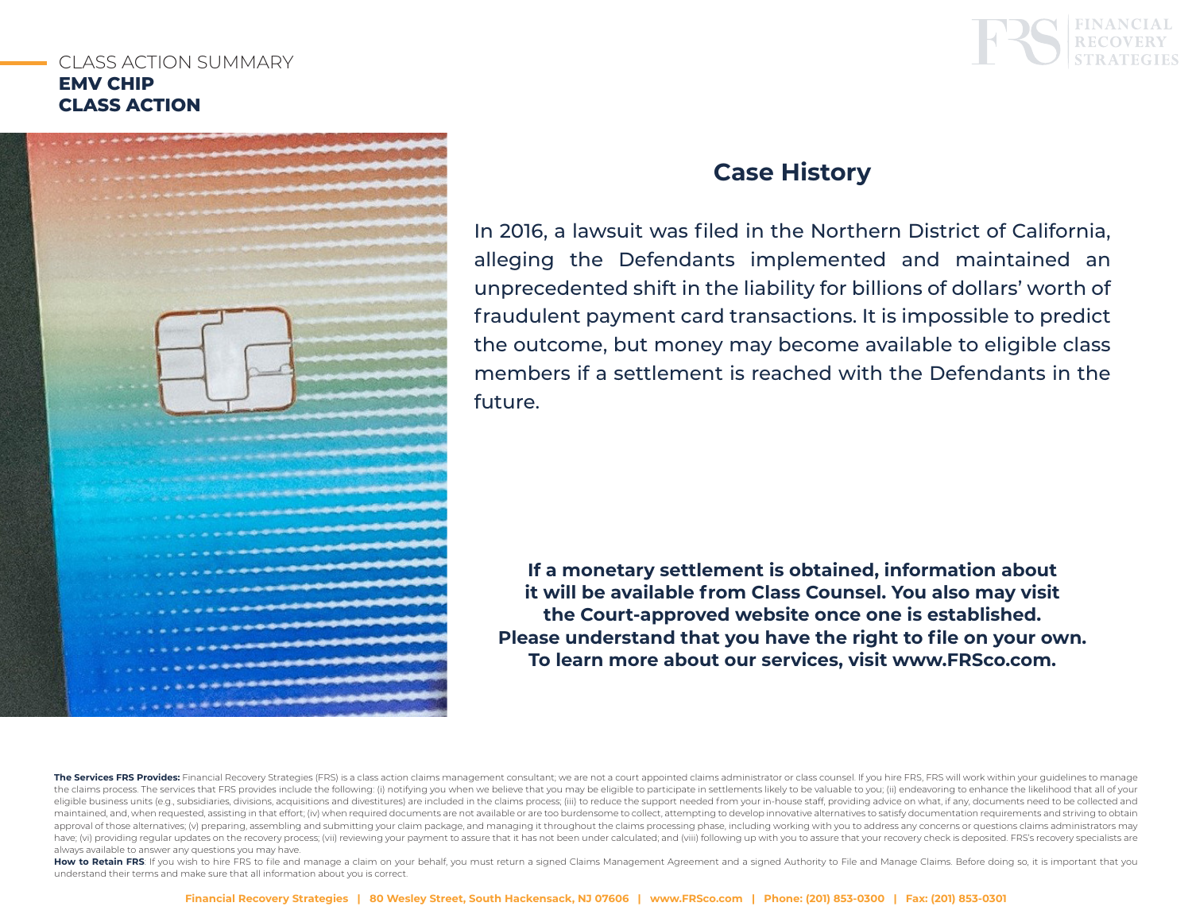CLASS ACTION SUMMARY

**EMV CHIP CLASS ACTION**

## Case History

In 2016, a lawsuit was filed in the Northern District of California, alleging the Defendants implemented and maintained an unprecedented shift in the liability for billions of dollars' worth of fraudulent payment card transactions. It is impossible to predict the outcome, but money may become available to eligible class members if a settlement is reached with the Defendants in the future.

**If a monetary settlement is obtained, information about it will be available from Class Counsel. You also may visit the Court-approved website once one is established. Please understand that you have the right to file on your own. To learn more about our services, visit www.FRSco.com.**

**The Services FRS Provides:** Financial Recovery Strategies (FRS) is a class action claims management consultant; we are not a court appointed claims administrator or class counsel. If you hire FRS, FRS will work within your guidelines to manage the claims process. The services that FRS provides include the following: (i) notifying you when we believe that you may be eligible to participate in settlements likely to be valuable to you; (ii) endeavoring to enhance the likelihood that all of your eligible business units (e.g., subsidiaries, divisions, acquisitions and divestitures) are included in the claims process; (iii) to reduce the support needed from your in-house staff, providing advice on what, if any, documents need to be collected and maintained, and, when requested, assisting in that effort; (iv) when required documents are not available or are too burdensome to collect, attempting to develop innovative alternatives to satisfy documentation requirements and striving to obtain approval of those alternatives; (v) preparing, assembling and submitting your claim package, and managing it throughout the claims processing phase, including working with you to address any concerns or questions claims administrators may have; (vi) providing regular updates on the recovery process; (vii) reviewing your payment to assure that it has not been under calculated; and (viii) following up with you to assure that your recovery check is deposited. FRS's recovery specialists are always available to answer any questions you may have.

**How to Retain FRS**: If you wish to hire FRS to file and manage a claim on your behalf, you must return a signed Claims Management Agreement and a signed Authority to File and Manage Claims. Before doing so, it is important that you understand their terms and make sure that all information about you is correct.

Financial Recovery Strategies | 80 Wesley Street, South Hackensack, NJ 07606 | www.FRSco.com | Phone: (201) 853-0300 | Fax: (201) 853-0301